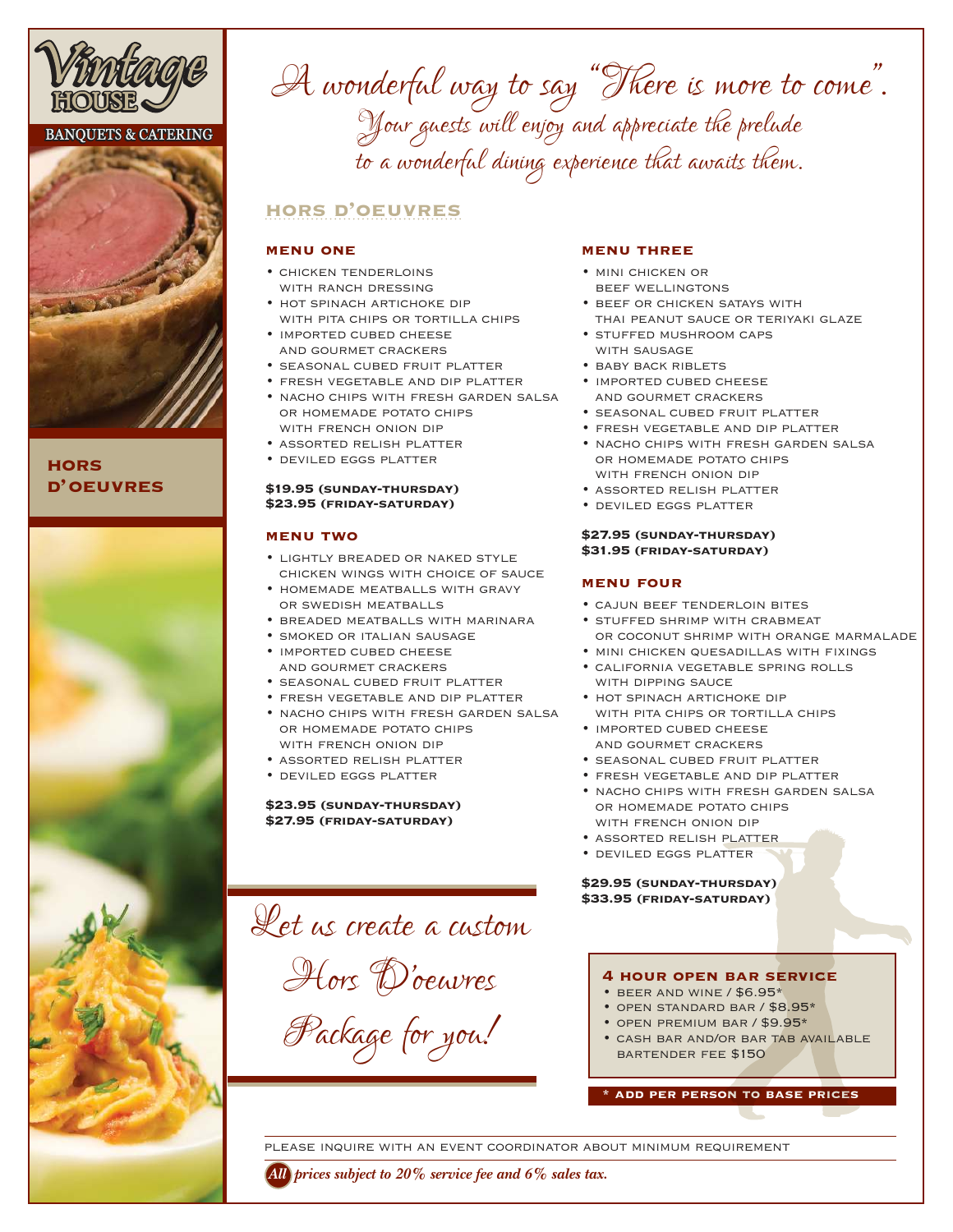Vintage HOUSE

BANQUETS & CATERING

**HORS D'OEUVRES**

*A wonderful way to say "There is more to come". Your guests will enjoy and appreciate the prelude to a wonderful dining experience that awaits them.*

## HORS D'OEUVRES

### MENU ONE

- Chicken tenderloins with ranch dressing
- Hot spinach artichoke dip with pita chips or tortilla chips
- Imported cubed cheese and gourmet crackers
- Seasonal cubed fruit platter
- Fresh vegetable and dip platter
- Nacho chips with fresh garden salsa or homemade potato chips with French onion dip
- Assorted relish platter
- Deviled eggs platter

**$19.95 (Sunday-Thursday)**
**$23.95 (Friday-Saturday)**

### MENU TWO

- Lightly breaded or naked style chicken wings with choice of sauce
- Homemade meatballs with gravy or Swedish meatballs
- Breaded meatballs with marinara
- Smoked or Italian sausage
- Imported cubed cheese and gourmet crackers
- Seasonal cubed fruit platter
- Fresh vegetable and dip platter
- Nacho chips with fresh garden salsa or homemade potato chips with French onion dip
- Assorted relish platter
- Deviled eggs platter

**$23.95 (Sunday-Thursday)**
**$27.95 (Friday-Saturday)**

### MENU THREE

- Mini chicken or beef wellingtons
- Beef or chicken satays with Thai peanut sauce or teriyaki glaze
- Stuffed mushroom caps with sausage
- Baby back riblets
- Imported cubed cheese and gourmet crackers
- Seasonal cubed fruit platter
- Fresh vegetable and dip platter
- Nacho chips with fresh garden salsa or homemade potato chips with French onion dip
- Assorted relish platter
- Deviled eggs platter

**$27.95 (Sunday-Thursday)**
**$31.95 (Friday-Saturday)**

### MENU FOUR

- Cajun beef tenderloin bites
- Stuffed shrimp with crabmeat or coconut shrimp with orange marmalade
- Mini chicken quesadillas with fixings
- California vegetable spring rolls with dipping sauce
- Hot spinach artichoke dip with pita chips or tortilla chips
- Imported cubed cheese and gourmet crackers
- Seasonal cubed fruit platter
- Fresh vegetable and dip platter
- Nacho chips with fresh garden salsa or homemade potato chips with French onion dip
- Assorted relish platter
- Deviled eggs platter

**$29.95 (Sunday-Thursday)**
**$33.95 (Friday-Saturday)**

*Let us create a custom Hors D'oeuvres Package for you!*

### 4 HOUR OPEN BAR SERVICE

- Beer and wine / $6.95*
- Open standard bar / $8.95*
- Open premium bar / $9.95*
- Cash bar and/or bar tab available bartender fee $150

**\* ADD PER PERSON TO BASE PRICES**

PLEASE INQUIRE WITH AN EVENT COORDINATOR ABOUT MINIMUM REQUIREMENT

***All prices subject to 20% service fee and 6% sales tax.***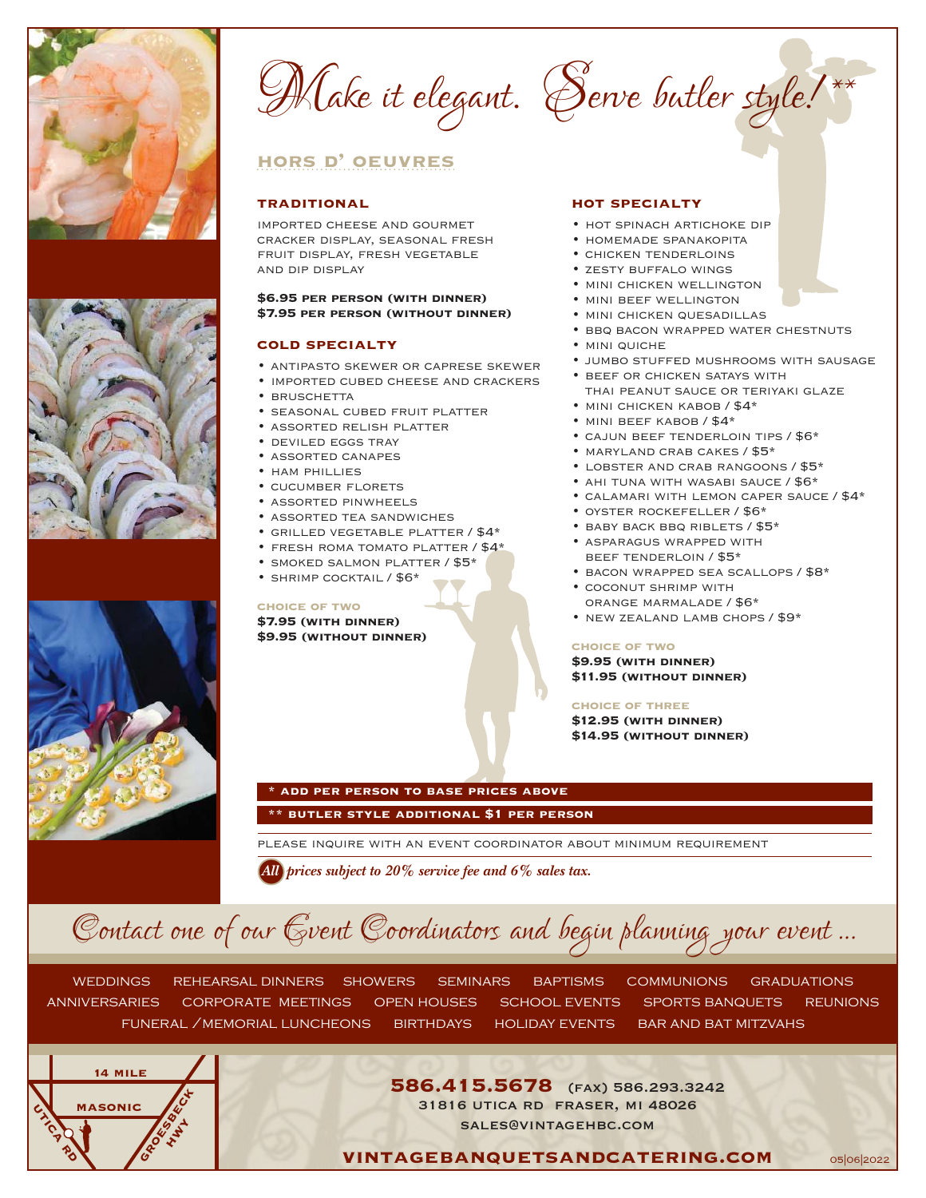# Make it elegant. Serve butler style! **

## HORS D' OEUVRES

### TRADITIONAL

IMPORTED CHEESE AND GOURMET CRACKER DISPLAY, SEASONAL FRESH FRUIT DISPLAY, FRESH VEGETABLE AND DIP DISPLAY

**$6.95 PER PERSON (WITH DINNER)**
**$7.95 PER PERSON (WITHOUT DINNER)**

### COLD SPECIALTY

- ANTIPASTO SKEWER OR CAPRESE SKEWER
- IMPORTED CUBED CHEESE AND CRACKERS
- BRUSCHETTA
- SEASONAL CUBED FRUIT PLATTER
- ASSORTED RELISH PLATTER
- DEVILED EGGS TRAY
- ASSORTED CANAPES
- HAM PHILLIES
- CUCUMBER FLORETS
- ASSORTED PINWHEELS
- ASSORTED TEA SANDWICHES
- GRILLED VEGETABLE PLATTER / $4*
- FRESH ROMA TOMATO PLATTER / $4*
- SMOKED SALMON PLATTER / $5*
- SHRIMP COCKTAIL / $6*

CHOICE OF TWO
**$7.95 (WITH DINNER)**
**$9.95 (WITHOUT DINNER)**

### HOT SPECIALTY

- HOT SPINACH ARTICHOKE DIP
- HOMEMADE SPANAKOPITA
- CHICKEN TENDERLOINS
- ZESTY BUFFALO WINGS
- MINI CHICKEN WELLINGTON
- MINI BEEF WELLINGTON
- MINI CHICKEN QUESADILLAS
- BBQ BACON WRAPPED WATER CHESTNUTS
- MINI QUICHE
- JUMBO STUFFED MUSHROOMS WITH SAUSAGE
- BEEF OR CHICKEN SATAYS WITH THAI PEANUT SAUCE OR TERIYAKI GLAZE
- MINI CHICKEN KABOB / $4*
- MINI BEEF KABOB / $4*
- CAJUN BEEF TENDERLOIN TIPS / $6*
- MARYLAND CRAB CAKES / $5*
- LOBSTER AND CRAB RANGOONS / $5*
- AHI TUNA WITH WASABI SAUCE / $6*
- CALAMARI WITH LEMON CAPER SAUCE / $4*
- OYSTER ROCKEFELLER / $6*
- BABY BACK BBQ RIBLETS / $5*
- ASPARAGUS WRAPPED WITH BEEF TENDERLOIN / $5*
- BACON WRAPPED SEA SCALLOPS / $8*
- COCONUT SHRIMP WITH ORANGE MARMALADE / $6*
- NEW ZEALAND LAMB CHOPS / $9*

CHOICE OF TWO
**$9.95 (WITH DINNER)**
**$11.95 (WITHOUT DINNER)**

CHOICE OF THREE
**$12.95 (WITH DINNER)**
**$14.95 (WITHOUT DINNER)**

**\* ADD PER PERSON TO BASE PRICES ABOVE**

**\*\* BUTLER STYLE ADDITIONAL $1 PER PERSON**

PLEASE INQUIRE WITH AN EVENT COORDINATOR ABOUT MINIMUM REQUIREMENT

*All prices subject to 20% service fee and 6% sales tax.*

## Contact one of our Event Coordinators and begin planning your event ...

WEDDINGS REHEARSAL DINNERS SHOWERS SEMINARS BAPTISMS COMMUNIONS GRADUATIONS ANNIVERSARIES CORPORATE MEETINGS OPEN HOUSES SCHOOL EVENTS SPORTS BANQUETS REUNIONS FUNERAL / MEMORIAL LUNCHEONS BIRTHDAYS HOLIDAY EVENTS BAR AND BAT MITZVAHS

14 MILE
MASONIC
UTICA RD
GROESBECK HWY

**586.415.5678** (FAX) 586.293.3242
31816 UTICA RD FRASER, MI 48026
SALES@VINTAGEHBC.COM

**VINTAGEBANQUETSANDCATERING.COM**

05|06|2022